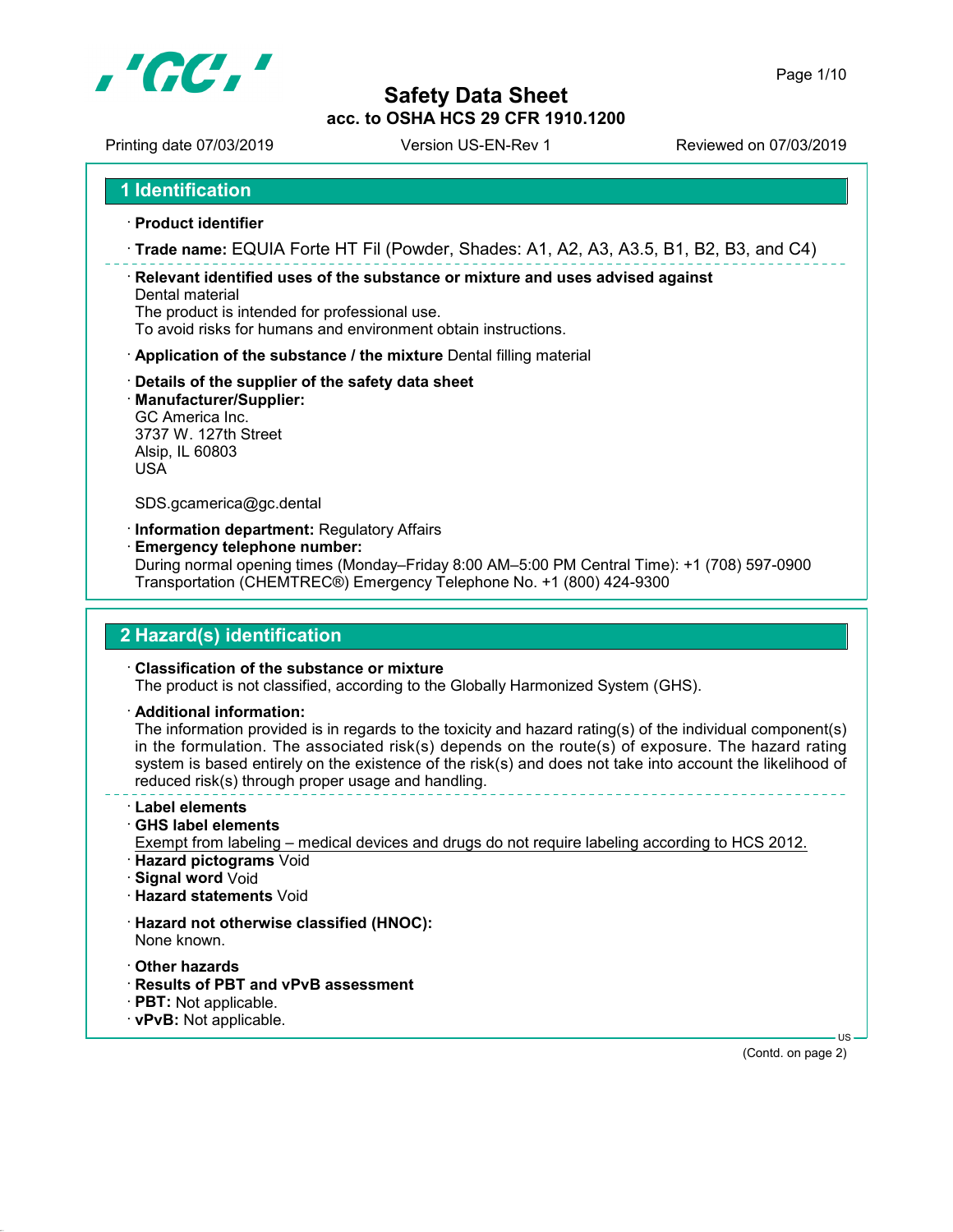# Safety Data Sheet

**acc. to OSHA HCS 29 CFR 1910.1200**

Printing date 07/03/2019 | Version US-EN-Rev 1 | Reviewed on 07/03/2019

## 1 Identification

· **Product identifier**

· **Trade name:** EQUIA Forte HT Fil (Powder, Shades: A1, A2, A3, A3.5, B1, B2, B3, and C4)

· **Relevant identified uses of the substance or mixture and uses advised against**
Dental material
The product is intended for professional use.
To avoid risks for humans and environment obtain instructions.

· **Application of the substance / the mixture** Dental filling material

· **Details of the supplier of the safety data sheet**
· **Manufacturer/Supplier:**
GC America Inc.
3737 W. 127th Street
Alsip, IL 60803
USA

SDS.gcamerica@gc.dental

· **Information department:** Regulatory Affairs
· **Emergency telephone number:**
During normal opening times (Monday–Friday 8:00 AM–5:00 PM Central Time): +1 (708) 597-0900
Transportation (CHEMTREC®) Emergency Telephone No. +1 (800) 424-9300

## 2 Hazard(s) identification

· **Classification of the substance or mixture**
The product is not classified, according to the Globally Harmonized System (GHS).

· **Additional information:**
The information provided is in regards to the toxicity and hazard rating(s) of the individual component(s) in the formulation. The associated risk(s) depends on the route(s) of exposure. The hazard rating system is based entirely on the existence of the risk(s) and does not take into account the likelihood of reduced risk(s) through proper usage and handling.

· **Label elements**
· **GHS label elements**
Exempt from labeling – medical devices and drugs do not require labeling according to HCS 2012.
· **Hazard pictograms** Void
· **Signal word** Void
· **Hazard statements** Void

· **Hazard not otherwise classified (HNOC):**
None known.

· **Other hazards**
· **Results of PBT and vPvB assessment**
· **PBT:** Not applicable.
· **vPvB:** Not applicable.

(Contd. on page 2)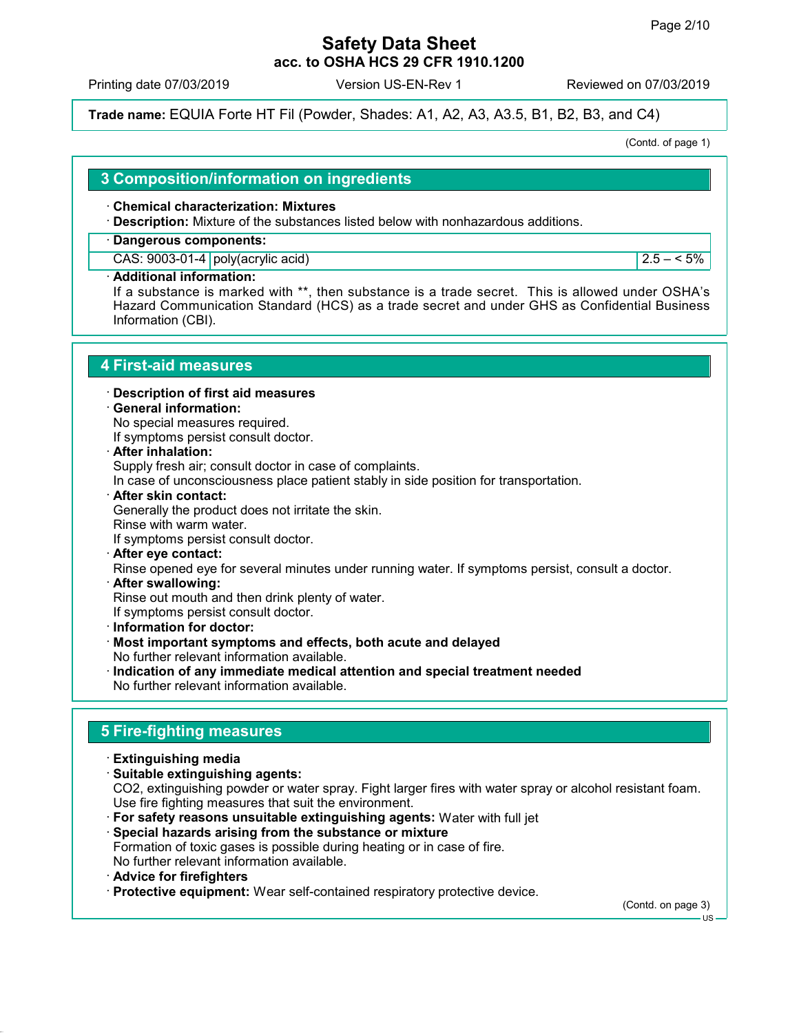**Trade name:** EQUIA Forte HT Fil (Powder, Shades: A1, A2, A3, A3.5, B1, B2, B3, and C4)

(Contd. of page 1)

## 3 Composition/information on ingredients

· **Chemical characterization: Mixtures**
· **Description:** Mixture of the substances listed below with nonhazardous additions.

| · Dangerous components: | | |
|---|---|---|
| CAS: 9003-01-4 | poly(acrylic acid) | 2.5 – < 5% |

· **Additional information:**
If a substance is marked with **, then substance is a trade secret. This is allowed under OSHA's Hazard Communication Standard (HCS) as a trade secret and under GHS as Confidential Business Information (CBI).

## 4 First-aid measures

· **Description of first aid measures**
· **General information:**
No special measures required.
If symptoms persist consult doctor.
· **After inhalation:**
Supply fresh air; consult doctor in case of complaints.
In case of unconsciousness place patient stably in side position for transportation.
· **After skin contact:**
Generally the product does not irritate the skin.
Rinse with warm water.
If symptoms persist consult doctor.
· **After eye contact:**
Rinse opened eye for several minutes under running water. If symptoms persist, consult a doctor.
· **After swallowing:**
Rinse out mouth and then drink plenty of water.
If symptoms persist consult doctor.
· **Information for doctor:**
· **Most important symptoms and effects, both acute and delayed**
No further relevant information available.
· **Indication of any immediate medical attention and special treatment needed**
No further relevant information available.

## 5 Fire-fighting measures

· **Extinguishing media**
· **Suitable extinguishing agents:**
$CO_2$, extinguishing powder or water spray. Fight larger fires with water spray or alcohol resistant foam.
Use fire fighting measures that suit the environment.
· **For safety reasons unsuitable extinguishing agents:** Water with full jet
· **Special hazards arising from the substance or mixture**
Formation of toxic gases is possible during heating or in case of fire.
No further relevant information available.
· **Advice for firefighters**
· **Protective equipment:** Wear self-contained respiratory protective device.

(Contd. on page 3)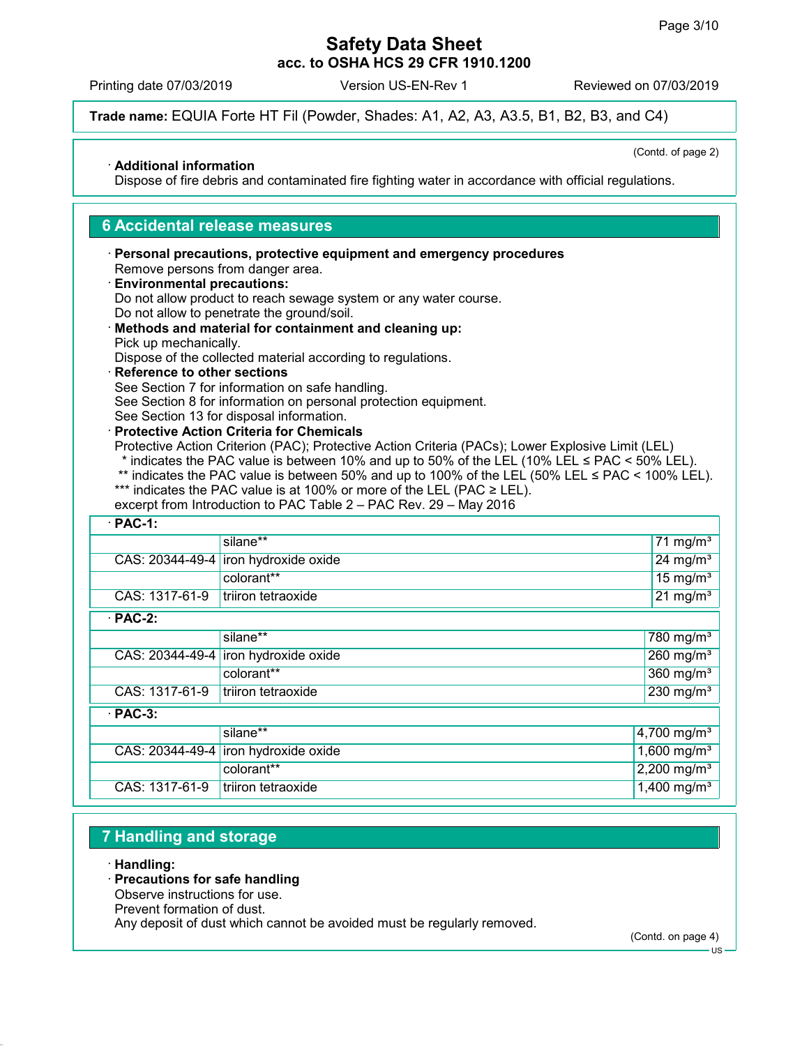(Contd. of page 2)

· **Additional information**
Dispose of fire debris and contaminated fire fighting water in accordance with official regulations.

## 6 Accidental release measures

· **Personal precautions, protective equipment and emergency procedures**
Remove persons from danger area.
· **Environmental precautions:**
Do not allow product to reach sewage system or any water course.
Do not allow to penetrate the ground/soil.
· **Methods and material for containment and cleaning up:**
Pick up mechanically.
Dispose of the collected material according to regulations.
· **Reference to other sections**
See Section 7 for information on safe handling.
See Section 8 for information on personal protection equipment.
See Section 13 for disposal information.
· **Protective Action Criteria for Chemicals**
Protective Action Criterion (PAC); Protective Action Criteria (PACs); Lower Explosive Limit (LEL)
\* indicates the PAC value is between 10% and up to 50% of the LEL (10% LEL ≤ PAC < 50% LEL).
\*\* indicates the PAC value is between 50% and up to 100% of the LEL (50% LEL ≤ PAC < 100% LEL).
\*\*\* indicates the PAC value is at 100% or more of the LEL (PAC ≥ LEL).
excerpt from Introduction to PAC Table 2 – PAC Rev. 29 – May 2016

| · **PAC-1:** | | |
|---|---|---|
| | silane** | 71 mg/m³ |
| CAS: 20344-49-4 | iron hydroxide oxide | 24 mg/m³ |
| | colorant** | 15 mg/m³ |
| CAS: 1317-61-9 | triiron tetraoxide | 21 mg/m³ |
| · **PAC-2:** | | |
| | silane** | 780 mg/m³ |
| CAS: 20344-49-4 | iron hydroxide oxide | 260 mg/m³ |
| | colorant** | 360 mg/m³ |
| CAS: 1317-61-9 | triiron tetraoxide | 230 mg/m³ |
| · **PAC-3:** | | |
| | silane** | 4,700 mg/m³ |
| CAS: 20344-49-4 | iron hydroxide oxide | 1,600 mg/m³ |
| | colorant** | 2,200 mg/m³ |
| CAS: 1317-61-9 | triiron tetraoxide | 1,400 mg/m³ |

## 7 Handling and storage

· **Handling:**
· **Precautions for safe handling**
Observe instructions for use.
Prevent formation of dust.
Any deposit of dust which cannot be avoided must be regularly removed.

(Contd. on page 4)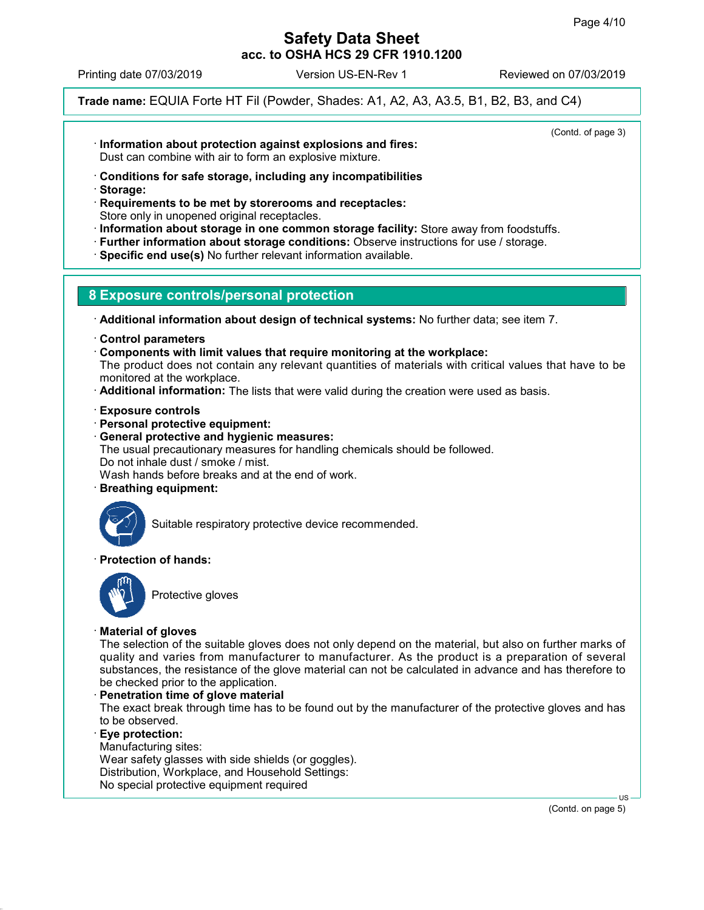(Contd. of page 3)

· **Information about protection against explosions and fires:**
Dust can combine with air to form an explosive mixture.

· **Conditions for safe storage, including any incompatibilities**
· **Storage:**
· **Requirements to be met by storerooms and receptacles:**
Store only in unopened original receptacles.
· **Information about storage in one common storage facility:** Store away from foodstuffs.
· **Further information about storage conditions:** Observe instructions for use / storage.
· **Specific end use(s)** No further relevant information available.

## 8 Exposure controls/personal protection

· **Additional information about design of technical systems:** No further data; see item 7.

· **Control parameters**
· **Components with limit values that require monitoring at the workplace:**
The product does not contain any relevant quantities of materials with critical values that have to be monitored at the workplace.
· **Additional information:** The lists that were valid during the creation were used as basis.

· **Exposure controls**
· **Personal protective equipment:**
· **General protective and hygienic measures:**
The usual precautionary measures for handling chemicals should be followed.
Do not inhale dust / smoke / mist.
Wash hands before breaks and at the end of work.
· **Breathing equipment:**

Suitable respiratory protective device recommended.

· **Protection of hands:**

Protective gloves

· **Material of gloves**
The selection of the suitable gloves does not only depend on the material, but also on further marks of quality and varies from manufacturer to manufacturer. As the product is a preparation of several substances, the resistance of the glove material can not be calculated in advance and has therefore to be checked prior to the application.
· **Penetration time of glove material**
The exact break through time has to be found out by the manufacturer of the protective gloves and has to be observed.
· **Eye protection:**
Manufacturing sites:
Wear safety glasses with side shields (or goggles).
Distribution, Workplace, and Household Settings:
No special protective equipment required

(Contd. on page 5)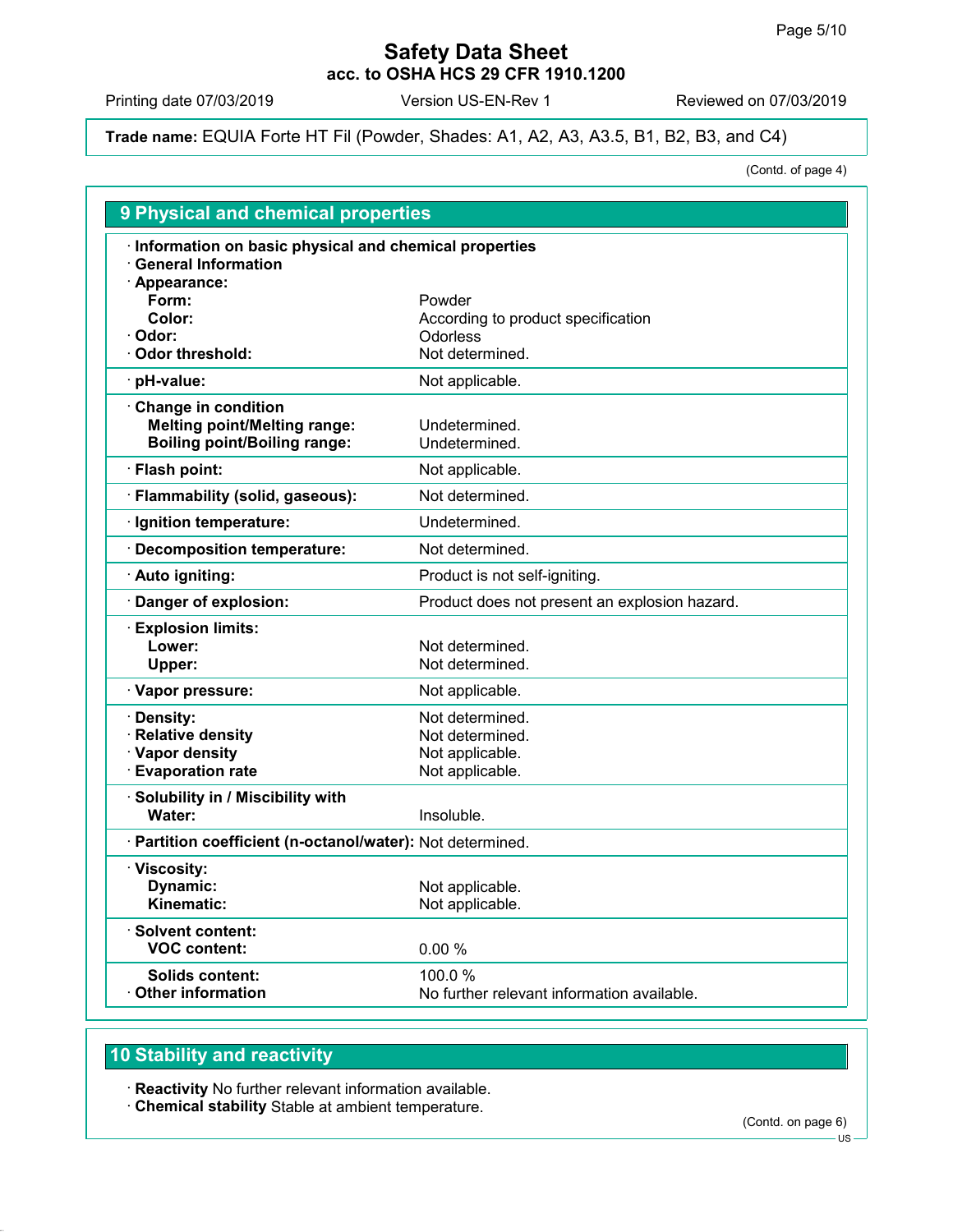**Trade name:** EQUIA Forte HT Fil (Powder, Shades: A1, A2, A3, A3.5, B1, B2, B3, and C4)

(Contd. of page 4)

## 9 Physical and chemical properties

| | |
|---|---|
| · **Information on basic physical and chemical properties** | |
| · **General Information** | |
| · **Appearance:** | |
| **Form:** | Powder |
| **Color:** | According to product specification |
| · **Odor:** | Odorless |
| · **Odor threshold:** | Not determined. |
| · **pH-value:** | Not applicable. |
| · **Change in condition** | |
| **Melting point/Melting range:** | Undetermined. |
| **Boiling point/Boiling range:** | Undetermined. |
| · **Flash point:** | Not applicable. |
| · **Flammability (solid, gaseous):** | Not determined. |
| · **Ignition temperature:** | Undetermined. |
| · **Decomposition temperature:** | Not determined. |
| · **Auto igniting:** | Product is not self-igniting. |
| · **Danger of explosion:** | Product does not present an explosion hazard. |
| · **Explosion limits:** | |
| **Lower:** | Not determined. |
| **Upper:** | Not determined. |
| · **Vapor pressure:** | Not applicable. |
| · **Density:** | Not determined. |
| · **Relative density** | Not determined. |
| · **Vapor density** | Not applicable. |
| · **Evaporation rate** | Not applicable. |
| · **Solubility in / Miscibility with** | |
| **Water:** | Insoluble. |
| · **Partition coefficient (n-octanol/water):** | Not determined. |
| · **Viscosity:** | |
| **Dynamic:** | Not applicable. |
| **Kinematic:** | Not applicable. |
| · **Solvent content:** | |
| **VOC content:** | 0.00 % |
| **Solids content:** | 100.0 % |
| · **Other information** | No further relevant information available. |

## 10 Stability and reactivity

· **Reactivity** No further relevant information available.
· **Chemical stability** Stable at ambient temperature.

(Contd. on page 6)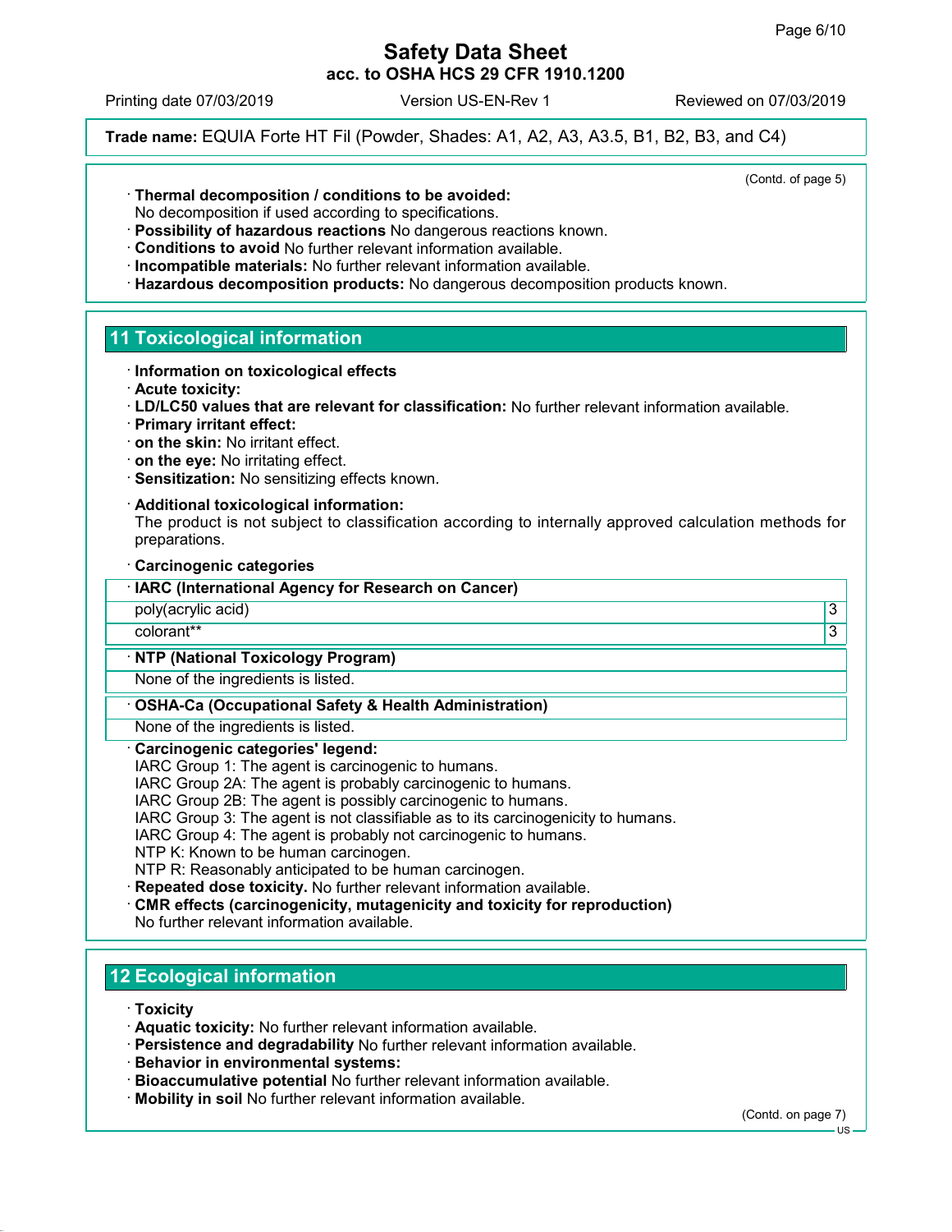(Contd. of page 5)

· **Thermal decomposition / conditions to be avoided:**
No decomposition if used according to specifications.
· **Possibility of hazardous reactions** No dangerous reactions known.
· **Conditions to avoid** No further relevant information available.
· **Incompatible materials:** No further relevant information available.
· **Hazardous decomposition products:** No dangerous decomposition products known.

## 11 Toxicological information

· **Information on toxicological effects**
· **Acute toxicity:**
· **LD/LC50 values that are relevant for classification:** No further relevant information available.
· **Primary irritant effect:**
· **on the skin:** No irritant effect.
· **on the eye:** No irritating effect.
· **Sensitization:** No sensitizing effects known.

· **Additional toxicological information:**
The product is not subject to classification according to internally approved calculation methods for preparations.

· **Carcinogenic categories**

| · IARC (International Agency for Research on Cancer) | |
|---|---|
| poly(acrylic acid) | 3 |
| colorant** | 3 |

| · NTP (National Toxicology Program) |
|---|
| None of the ingredients is listed. |

| · OSHA-Ca (Occupational Safety & Health Administration) |
|---|
| None of the ingredients is listed. |

· **Carcinogenic categories' legend:**
IARC Group 1: The agent is carcinogenic to humans.
IARC Group 2A: The agent is probably carcinogenic to humans.
IARC Group 2B: The agent is possibly carcinogenic to humans.
IARC Group 3: The agent is not classifiable as to its carcinogenicity to humans.
IARC Group 4: The agent is probably not carcinogenic to humans.
NTP K: Known to be human carcinogen.
NTP R: Reasonably anticipated to be human carcinogen.
· **Repeated dose toxicity.** No further relevant information available.
· **CMR effects (carcinogenicity, mutagenicity and toxicity for reproduction)**
No further relevant information available.

## 12 Ecological information

· **Toxicity**
· **Aquatic toxicity:** No further relevant information available.
· **Persistence and degradability** No further relevant information available.
· **Behavior in environmental systems:**
· **Bioaccumulative potential** No further relevant information available.
· **Mobility in soil** No further relevant information available.

(Contd. on page 7)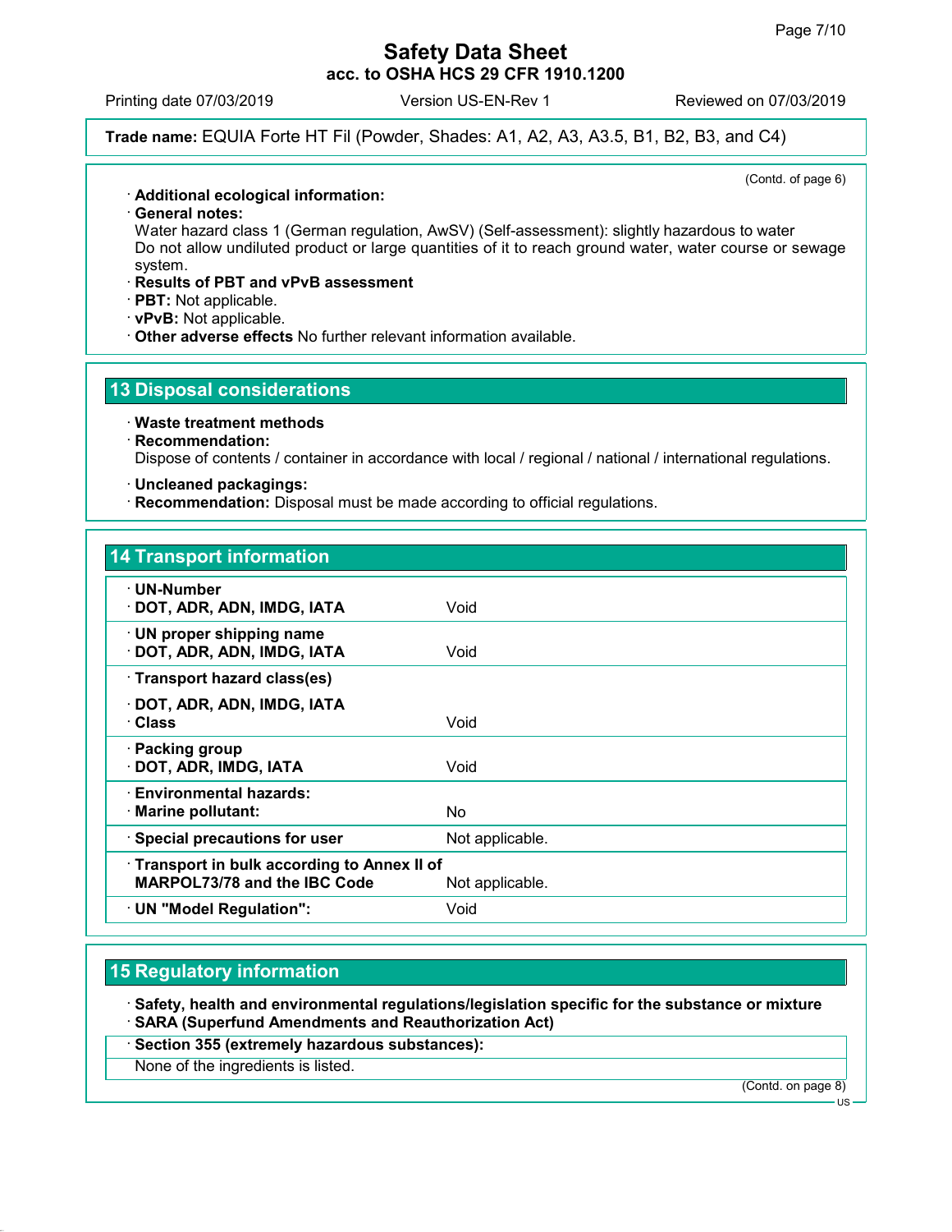**Trade name:** EQUIA Forte HT Fil (Powder, Shades: A1, A2, A3, A3.5, B1, B2, B3, and C4)

(Contd. of page 6)

· **Additional ecological information:**
· **General notes:**
Water hazard class 1 (German regulation, AwSV) (Self-assessment): slightly hazardous to water
Do not allow undiluted product or large quantities of it to reach ground water, water course or sewage system.
· **Results of PBT and vPvB assessment**
· **PBT:** Not applicable.
· **vPvB:** Not applicable.
· **Other adverse effects** No further relevant information available.

## 13 Disposal considerations

· **Waste treatment methods**
· **Recommendation:**
Dispose of contents / container in accordance with local / regional / national / international regulations.

· **Uncleaned packagings:**
· **Recommendation:** Disposal must be made according to official regulations.

## 14 Transport information

| | |
|---|---|
| · **UN-Number**<br>· **DOT, ADR, ADN, IMDG, IATA** | Void |
| · **UN proper shipping name**<br>· **DOT, ADR, ADN, IMDG, IATA** | Void |
| · **Transport hazard class(es)**<br>· **DOT, ADR, ADN, IMDG, IATA**<br>· **Class** | Void |
| · **Packing group**<br>· **DOT, ADR, IMDG, IATA** | Void |
| · **Environmental hazards:**<br>· **Marine pollutant:** | No |
| · **Special precautions for user** | Not applicable. |
| · **Transport in bulk according to Annex II of MARPOL73/78 and the IBC Code** | Not applicable. |
| · **UN "Model Regulation":** | Void |

## 15 Regulatory information

· **Safety, health and environmental regulations/legislation specific for the substance or mixture**
· **SARA (Superfund Amendments and Reauthorization Act)**

· **Section 355 (extremely hazardous substances):**
None of the ingredients is listed.

(Contd. on page 8)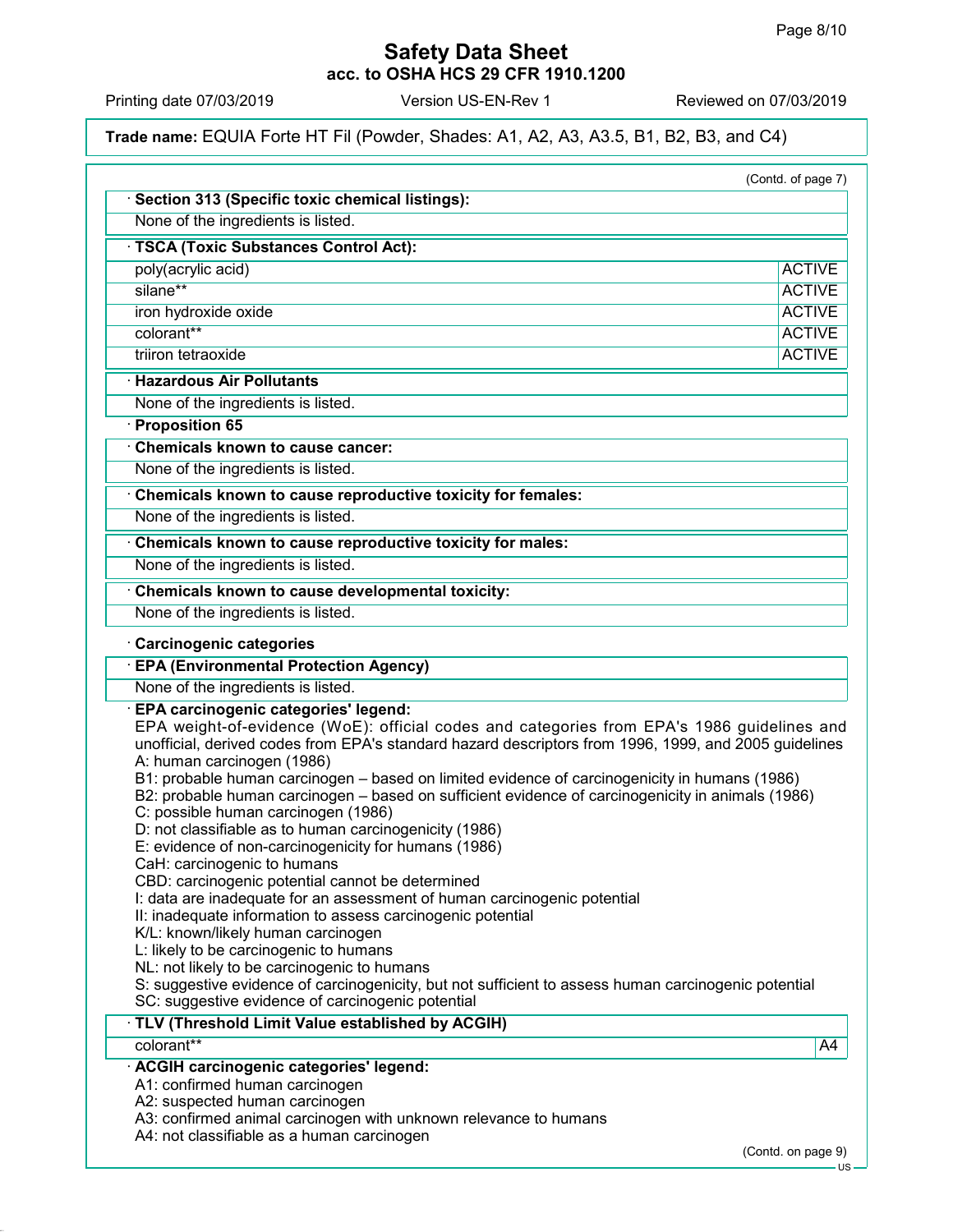**Trade name:** EQUIA Forte HT Fil (Powder, Shades: A1, A2, A3, A3.5, B1, B2, B3, and C4)

(Contd. of page 7)

· **Section 313 (Specific toxic chemical listings):**

None of the ingredients is listed.

· **TSCA (Toxic Substances Control Act):**

| | |
|---|---|
| poly(acrylic acid) | ACTIVE |
| silane** | ACTIVE |
| iron hydroxide oxide | ACTIVE |
| colorant** | ACTIVE |
| triiron tetraoxide | ACTIVE |

· **Hazardous Air Pollutants**

None of the ingredients is listed.

· **Proposition 65**

· **Chemicals known to cause cancer:**

None of the ingredients is listed.

· **Chemicals known to cause reproductive toxicity for females:**

None of the ingredients is listed.

· **Chemicals known to cause reproductive toxicity for males:**

None of the ingredients is listed.

· **Chemicals known to cause developmental toxicity:**

None of the ingredients is listed.

· **Carcinogenic categories**

· **EPA (Environmental Protection Agency)**

None of the ingredients is listed.

· **EPA carcinogenic categories' legend:**

EPA weight-of-evidence (WoE): official codes and categories from EPA's 1986 guidelines and unofficial, derived codes from EPA's standard hazard descriptors from 1996, 1999, and 2005 guidelines
A: human carcinogen (1986)
B1: probable human carcinogen – based on limited evidence of carcinogenicity in humans (1986)
B2: probable human carcinogen – based on sufficient evidence of carcinogenicity in animals (1986)
C: possible human carcinogen (1986)
D: not classifiable as to human carcinogenicity (1986)
E: evidence of non-carcinogenicity for humans (1986)
CaH: carcinogenic to humans
CBD: carcinogenic potential cannot be determined
I: data are inadequate for an assessment of human carcinogenic potential
II: inadequate information to assess carcinogenic potential
K/L: known/likely human carcinogen
L: likely to be carcinogenic to humans
NL: not likely to be carcinogenic to humans
S: suggestive evidence of carcinogenicity, but not sufficient to assess human carcinogenic potential
SC: suggestive evidence of carcinogenic potential

· **TLV (Threshold Limit Value established by ACGIH)**

| | |
|---|---|
| colorant** | A4 |

· **ACGIH carcinogenic categories' legend:**

A1: confirmed human carcinogen
A2: suspected human carcinogen
A3: confirmed animal carcinogen with unknown relevance to humans
A4: not classifiable as a human carcinogen

(Contd. on page 9)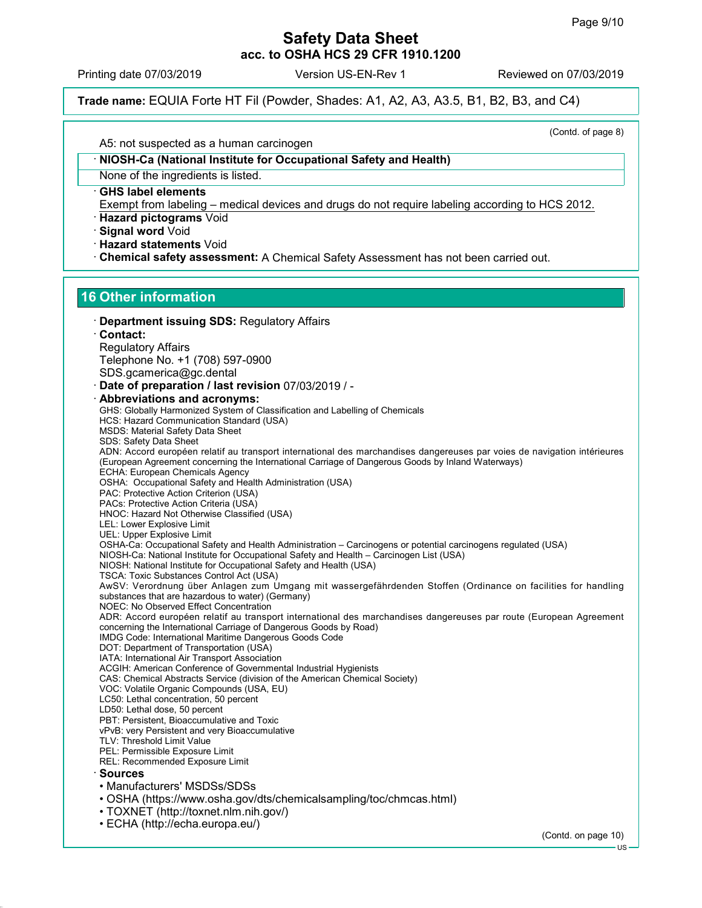(Contd. of page 8)

A5: not suspected as a human carcinogen

· **NIOSH-Ca (National Institute for Occupational Safety and Health)**

None of the ingredients is listed.

· **GHS label elements**

Exempt from labeling – medical devices and drugs do not require labeling according to HCS 2012.

· **Hazard pictograms** Void

· **Signal word** Void

· **Hazard statements** Void

· **Chemical safety assessment:** A Chemical Safety Assessment has not been carried out.

## 16 Other information

· **Department issuing SDS:** Regulatory Affairs

· **Contact:**

Regulatory Affairs
Telephone No. +1 (708) 597-0900
SDS.gcamerica@gc.dental

· **Date of preparation / last revision** 07/03/2019 / -

· **Abbreviations and acronyms:**

GHS: Globally Harmonized System of Classification and Labelling of Chemicals
HCS: Hazard Communication Standard (USA)
MSDS: Material Safety Data Sheet
SDS: Safety Data Sheet
ADN: Accord européen relatif au transport international des marchandises dangereuses par voies de navigation intérieures (European Agreement concerning the International Carriage of Dangerous Goods by Inland Waterways)
ECHA: European Chemicals Agency
OSHA: Occupational Safety and Health Administration (USA)
PAC: Protective Action Criterion (USA)
PACs: Protective Action Criteria (USA)
HNOC: Hazard Not Otherwise Classified (USA)
LEL: Lower Explosive Limit
UEL: Upper Explosive Limit
OSHA-Ca: Occupational Safety and Health Administration – Carcinogens or potential carcinogens regulated (USA)
NIOSH-Ca: National Institute for Occupational Safety and Health – Carcinogen List (USA)
NIOSH: National Institute for Occupational Safety and Health (USA)
TSCA: Toxic Substances Control Act (USA)
AwSV: Verordnung über Anlagen zum Umgang mit wassergefährdenden Stoffen (Ordinance on facilities for handling substances that are hazardous to water) (Germany)
NOEC: No Observed Effect Concentration
ADR: Accord européen relatif au transport international des marchandises dangereuses par route (European Agreement concerning the International Carriage of Dangerous Goods by Road)
IMDG Code: International Maritime Dangerous Goods Code
DOT: Department of Transportation (USA)
IATA: International Air Transport Association
ACGIH: American Conference of Governmental Industrial Hygienists
CAS: Chemical Abstracts Service (division of the American Chemical Society)
VOC: Volatile Organic Compounds (USA, EU)
LC50: Lethal concentration, 50 percent
LD50: Lethal dose, 50 percent
PBT: Persistent, Bioaccumulative and Toxic
vPvB: very Persistent and very Bioaccumulative
TLV: Threshold Limit Value
PEL: Permissible Exposure Limit
REL: Recommended Exposure Limit

· **Sources**

- Manufacturers' MSDSs/SDSs
- OSHA (https://www.osha.gov/dts/chemicalsampling/toc/chmcas.html)
- TOXNET (http://toxnet.nlm.nih.gov/)
- ECHA (http://echa.europa.eu/)

(Contd. on page 10)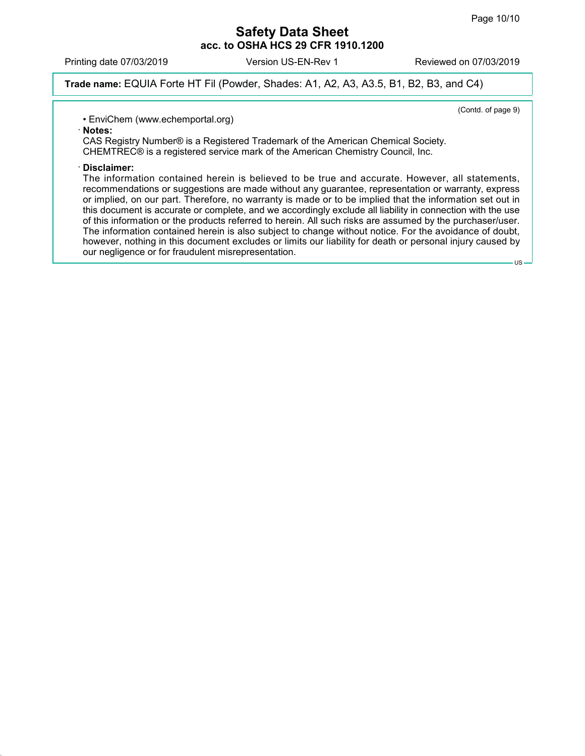(Contd. of page 9)

• EnviChem (www.echemportal.org)

· **Notes:**
CAS Registry Number® is a Registered Trademark of the American Chemical Society.
CHEMTREC® is a registered service mark of the American Chemistry Council, Inc.

· **Disclaimer:**
The information contained herein is believed to be true and accurate. However, all statements, recommendations or suggestions are made without any guarantee, representation or warranty, express or implied, on our part. Therefore, no warranty is made or to be implied that the information set out in this document is accurate or complete, and we accordingly exclude all liability in connection with the use of this information or the products referred to herein. All such risks are assumed by the purchaser/user. The information contained herein is also subject to change without notice. For the avoidance of doubt, however, nothing in this document excludes or limits our liability for death or personal injury caused by our negligence or for fraudulent misrepresentation.